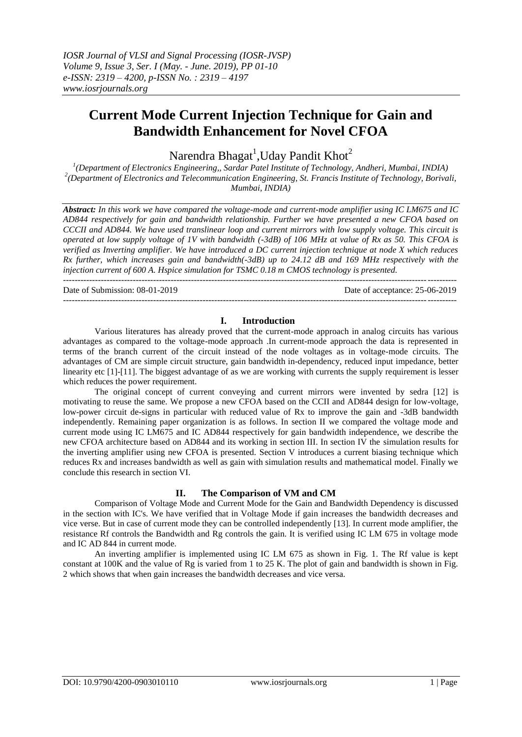# Current Mode Current Injection Technique for Gain and Bandwidth Enhancement for Novel CFOA

Narendra Bhagat[1],Uday Pandit Khot[2]

[1](Department of Electronics Engineering,, Sardar Patel Institute of Technology, Andheri, Mumbai, INDIA)
[2](Department of Electronics and Telecommunication Engineering, St. Francis Institute of Technology, Borivali, Mumbai, INDIA)

***Abstract:*** *In this work we have compared the voltage-mode and current-mode amplifier using IC LM675 and IC AD844 respectively for gain and bandwidth relationship. Further we have presented a new CFOA based on CCCII and AD844. We have used translinear loop and current mirrors with low supply voltage. This circuit is operated at low supply voltage of 1V with bandwidth (-3dB) of 106 MHz at value of Rx as 50. This CFOA is verified as Inverting amplifier. We have introduced a DC current injection technique at node X which reduces Rx further, which increases gain and bandwidth(-3dB) up to 24.12 dB and 169 MHz respectively with the injection current of 600 A. Hspice simulation for TSMC 0.18 m CMOS technology is presented.*

---

Date of Submission: 08-01-2019 Date of acceptance: 25-06-2019

---

## I. Introduction

Various literatures has already proved that the current-mode approach in analog circuits has various advantages as compared to the voltage-mode approach .In current-mode approach the data is represented in terms of the branch current of the circuit instead of the node voltages as in voltage-mode circuits. The advantages of CM are simple circuit structure, gain bandwidth in-dependency, reduced input impedance, better linearity etc [1]-[11]. The biggest advantage of as we are working with currents the supply requirement is lesser which reduces the power requirement.

The original concept of current conveying and current mirrors were invented by sedra [12] is motivating to reuse the same. We propose a new CFOA based on the CCII and AD844 design for low-voltage, low-power circuit de-signs in particular with reduced value of Rx to improve the gain and -3dB bandwidth independently. Remaining paper organization is as follows. In section II we compared the voltage mode and current mode using IC LM675 and IC AD844 respectively for gain bandwidth independence, we describe the new CFOA architecture based on AD844 and its working in section III. In section IV the simulation results for the inverting amplifier using new CFOA is presented. Section V introduces a current biasing technique which reduces Rx and increases bandwidth as well as gain with simulation results and mathematical model. Finally we conclude this research in section VI.

## II. The Comparison of VM and CM

Comparison of Voltage Mode and Current Mode for the Gain and Bandwidth Dependency is discussed in the section with IC's. We have verified that in Voltage Mode if gain increases the bandwidth decreases and vice verse. But in case of current mode they can be controlled independently [13]. In current mode amplifier, the resistance Rf controls the Bandwidth and Rg controls the gain. It is verified using IC LM 675 in voltage mode and IC AD 844 in current mode.

An inverting amplifier is implemented using IC LM 675 as shown in Fig. 1. The Rf value is kept constant at 100K and the value of Rg is varied from 1 to 25 K. The plot of gain and bandwidth is shown in Fig. 2 which shows that when gain increases the bandwidth decreases and vice versa.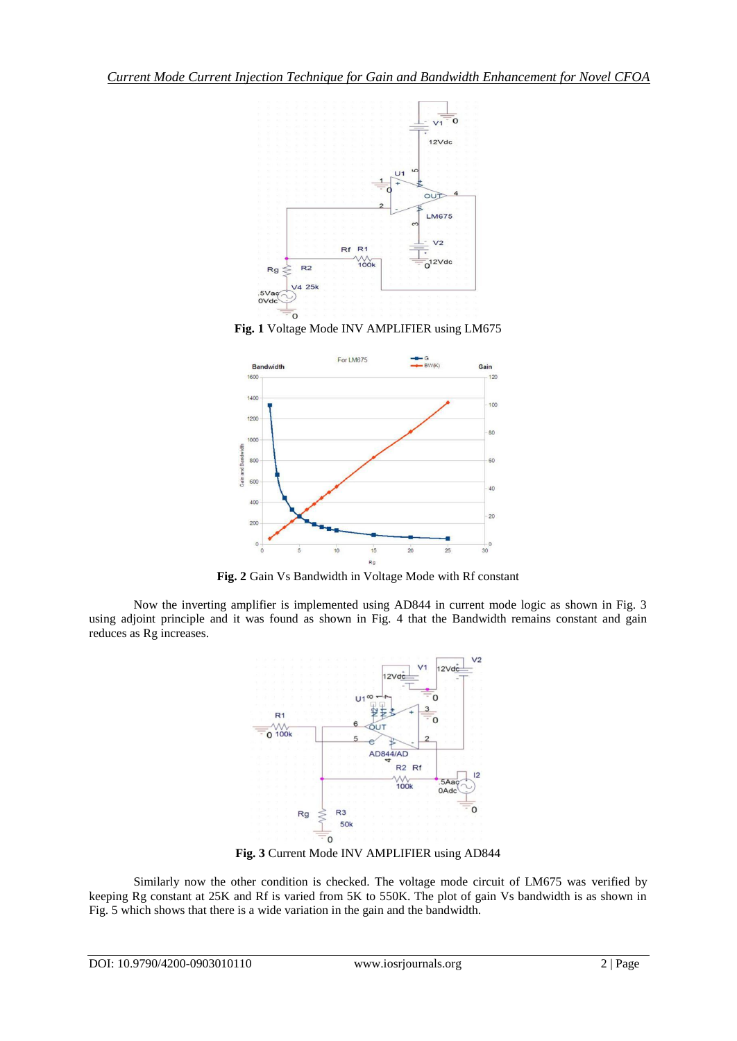**Fig. 1** Voltage Mode INV AMPLIFIER using LM675

**Fig. 2** Gain Vs Bandwidth in Voltage Mode with Rf constant

Now the inverting amplifier is implemented using AD844 in current mode logic as shown in Fig. 3 using adjoint principle and it was found as shown in Fig. 4 that the Bandwidth remains constant and gain reduces as Rg increases.

**Fig. 3** Current Mode INV AMPLIFIER using AD844

Similarly now the other condition is checked. The voltage mode circuit of LM675 was verified by keeping Rg constant at 25K and Rf is varied from 5K to 550K. The plot of gain Vs bandwidth is as shown in Fig. 5 which shows that there is a wide variation in the gain and the bandwidth.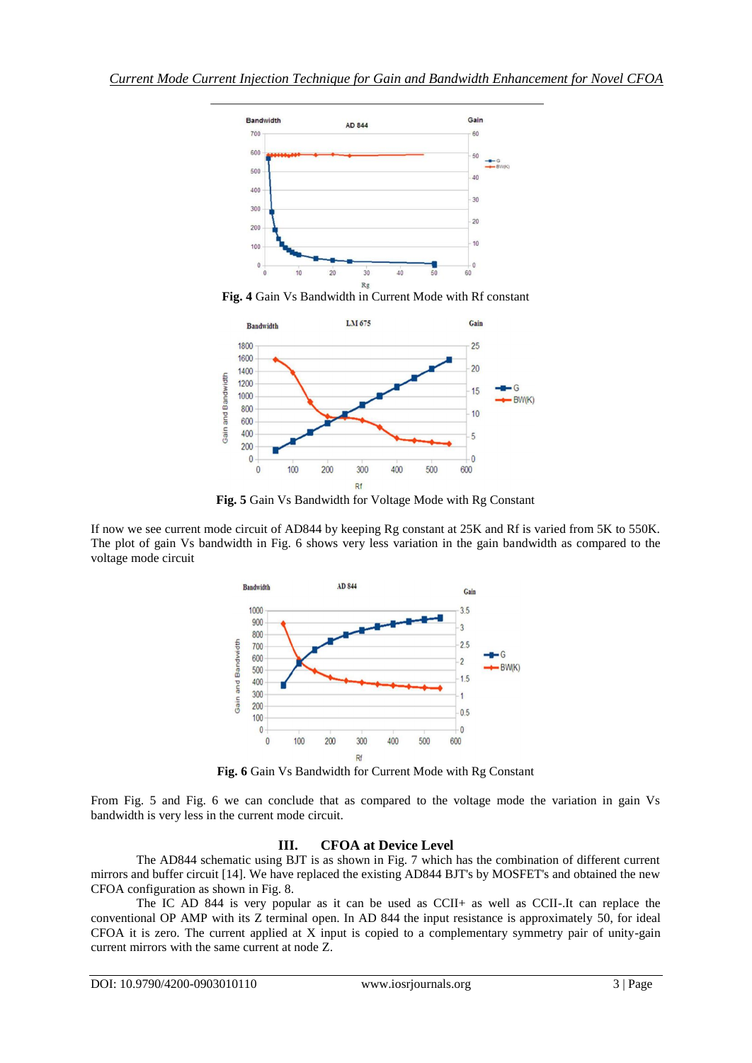**Fig. 4** Gain Vs Bandwidth in Current Mode with Rf constant

**Fig. 5** Gain Vs Bandwidth for Voltage Mode with Rg Constant

If now we see current mode circuit of AD844 by keeping Rg constant at 25K and Rf is varied from 5K to 550K. The plot of gain Vs bandwidth in Fig. 6 shows very less variation in the gain bandwidth as compared to the voltage mode circuit

**Fig. 6** Gain Vs Bandwidth for Current Mode with Rg Constant

From Fig. 5 and Fig. 6 we can conclude that as compared to the voltage mode the variation in gain Vs bandwidth is very less in the current mode circuit.

## III. CFOA at Device Level

The AD844 schematic using BJT is as shown in Fig. 7 which has the combination of different current mirrors and buffer circuit [14]. We have replaced the existing AD844 BJT's by MOSFET's and obtained the new CFOA configuration as shown in Fig. 8.

The IC AD 844 is very popular as it can be used as CCII+ as well as CCII-.It can replace the conventional OP AMP with its Z terminal open. In AD 844 the input resistance is approximately 50, for ideal CFOA it is zero. The current applied at X input is copied to a complementary symmetry pair of unity-gain current mirrors with the same current at node Z.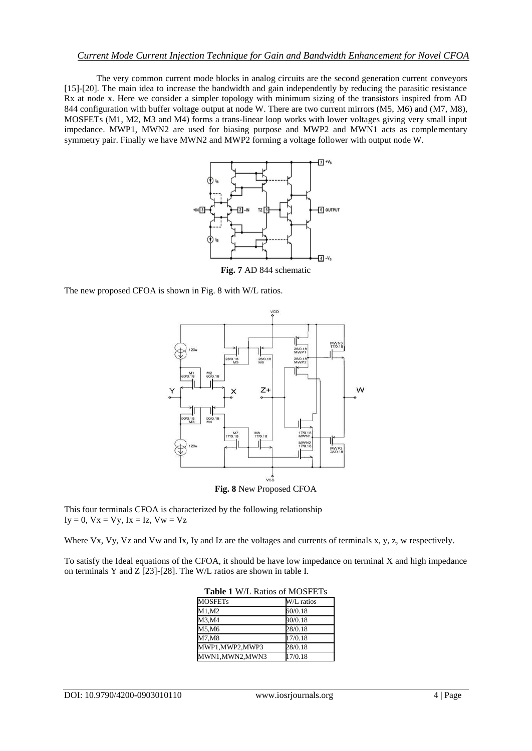The very common current mode blocks in analog circuits are the second generation current conveyors [15]-[20]. The main idea to increase the bandwidth and gain independently by reducing the parasitic resistance Rx at node x. Here we consider a simpler topology with minimum sizing of the transistors inspired from AD 844 configuration with buffer voltage output at node W. There are two current mirrors (M5, M6) and (M7, M8), MOSFETs (M1, M2, M3 and M4) forms a trans-linear loop works with lower voltages giving very small input impedance. MWP1, MWN2 are used for biasing purpose and MWP2 and MWN1 acts as complementary symmetry pair. Finally we have MWN2 and MWP2 forming a voltage follower with output node W.

**Fig. 7** AD 844 schematic

The new proposed CFOA is shown in Fig. 8 with W/L ratios.

**Fig. 8** New Proposed CFOA

This four terminals CFOA is characterized by the following relationship
$I_y = 0$, $V_x = V_y$, $I_x = I_z$, $V_w = V_z$

Where Vx, Vy, Vz and Vw and Ix, Iy and Iz are the voltages and currents of terminals x, y, z, w respectively.

To satisfy the Ideal equations of the CFOA, it should be have low impedance on terminal X and high impedance on terminals Y and Z [23]-[28]. The W/L ratios are shown in table I.

**Table 1** W/L Ratios of MOSFETs

| MOSFETs | W/L ratios |
| --- | --- |
| M1,M2 | 60/0.18 |
| M3,M4 | 90/0.18 |
| M5,M6 | 28/0.18 |
| M7,M8 | 17/0.18 |
| MWP1,MWP2,MWP3 | 28/0.18 |
| MWN1,MWN2,MWN3 | 17/0.18 |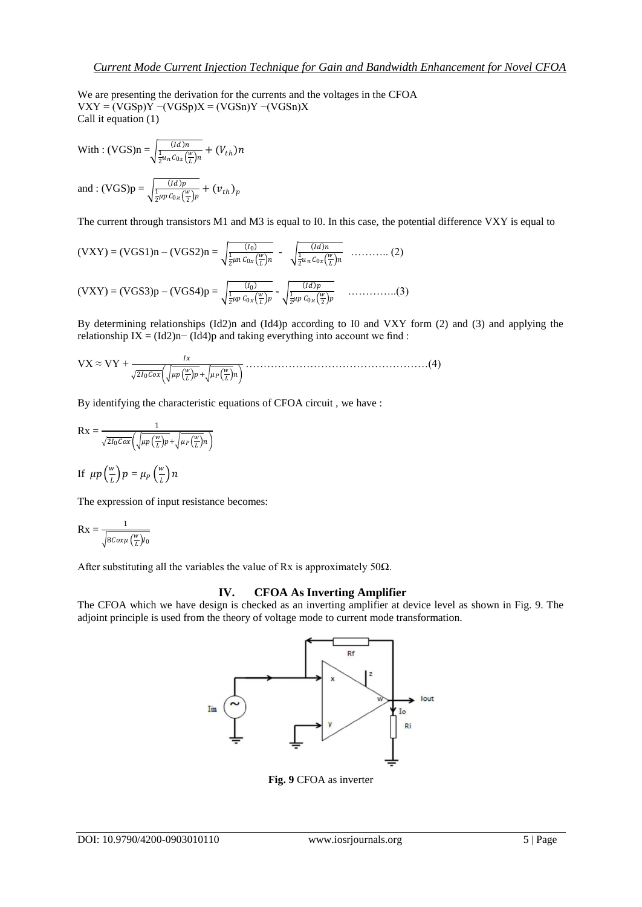We are presenting the derivation for the currents and the voltages in the CFOA

VXY = (VGSp)Y −(VGSp)X = (VGSn)Y −(VGSn)X

Call it equation (1)

With : $(VGS)n = \sqrt{\frac{(Id)n}{\frac{1}{2}u_n C_{0x}\left(\frac{w}{L}\right)n}} + (V_{th})n$

and : $(VGS)p = \sqrt{\frac{(Id)p}{\frac{1}{2}\mu p\, C_{0x}\left(\frac{w}{2}\right)p}} + (v_{th})_p$

The current through transistors M1 and M3 is equal to I0. In this case, the potential difference VXY is equal to

$$(VXY) = (VGS1)n - (VGS2)n = \sqrt{\frac{(I_0)}{\frac{1}{2}\mu n\, C_{0x}\left(\frac{w}{L}\right)n}} - \sqrt{\frac{(Id)n}{\frac{1}{2}u_n C_{0x}\left(\frac{w}{L}\right)n}} \quad \ldots\ldots\ldots (2)$$

$$(VXY) = (VGS3)p - (VGS4)p = \sqrt{\frac{(I_0)}{\frac{1}{2}\mu p\, C_{0x}\left(\frac{w}{L}\right)p}} - \sqrt{\frac{(Id)p}{\frac{1}{2}\mu p\, C_{0x}\left(\frac{w}{2}\right)p}} \quad \ldots\ldots\ldots\ldots (3)$$

By determining relationships (Id2)n and (Id4)p according to I0 and VXY form (2) and (3) and applying the relationship IX = (Id2)n− (Id4)p and taking everything into account we find :

$$VX \approx VY + \frac{Ix}{\sqrt{2I_0 Cox}\left(\sqrt{\mu p\left(\frac{w}{L}\right)p} + \sqrt{\mu_P\left(\frac{w}{L}\right)n}\right)} \quad \ldots\ldots\ldots\ldots\ldots\ldots\ldots\ldots\ldots\ldots\ldots\ldots (4)$$

By identifying the characteristic equations of CFOA circuit , we have :

$$Rx = \frac{1}{\sqrt{2I_0 Cox}\left(\sqrt{\mu p\left(\frac{w}{L}\right)p} + \sqrt{\mu_P\left(\frac{w}{L}\right)n}\right)}$$

If $\mu p\left(\frac{w}{L}\right)p = \mu_P\left(\frac{w}{L}\right)n$

The expression of input resistance becomes:

$$Rx = \frac{1}{\sqrt{8Cox\mu\left(\frac{w}{L}\right)I_0}}$$

After substituting all the variables the value of Rx is approximately 50Ω.

## IV. CFOA As Inverting Amplifier

The CFOA which we have design is checked as an inverting amplifier at device level as shown in Fig. 9. The adjoint principle is used from the theory of voltage mode to current mode transformation.

**Fig. 9** CFOA as inverter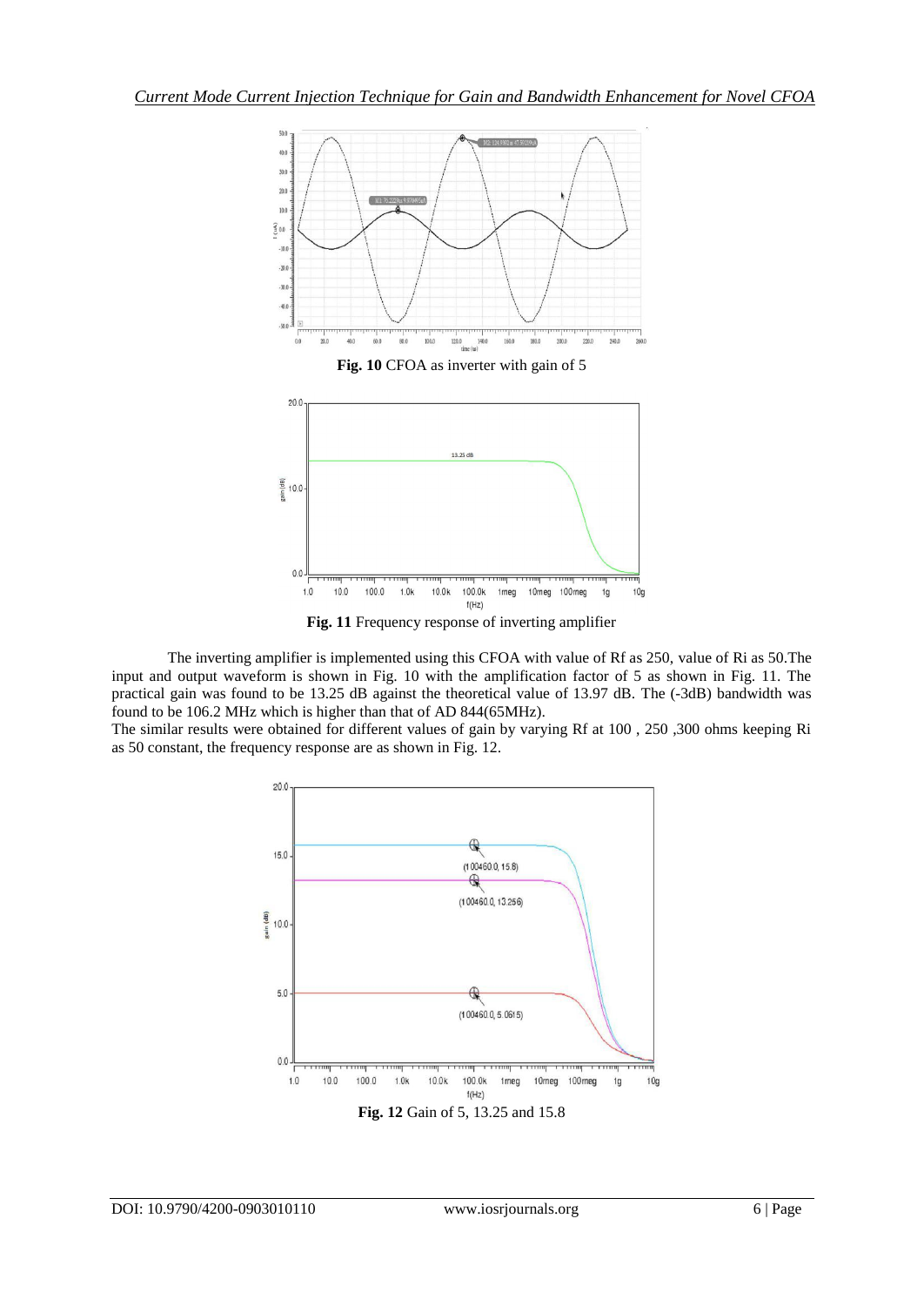**Fig. 10** CFOA as inverter with gain of 5

**Fig. 11** Frequency response of inverting amplifier

The inverting amplifier is implemented using this CFOA with value of Rf as 250, value of Ri as 50.The input and output waveform is shown in Fig. 10 with the amplification factor of 5 as shown in Fig. 11. The practical gain was found to be 13.25 dB against the theoretical value of 13.97 dB. The (-3dB) bandwidth was found to be 106.2 MHz which is higher than that of AD 844(65MHz).

The similar results were obtained for different values of gain by varying Rf at 100 , 250 ,300 ohms keeping Ri as 50 constant, the frequency response are as shown in Fig. 12.

**Fig. 12** Gain of 5, 13.25 and 15.8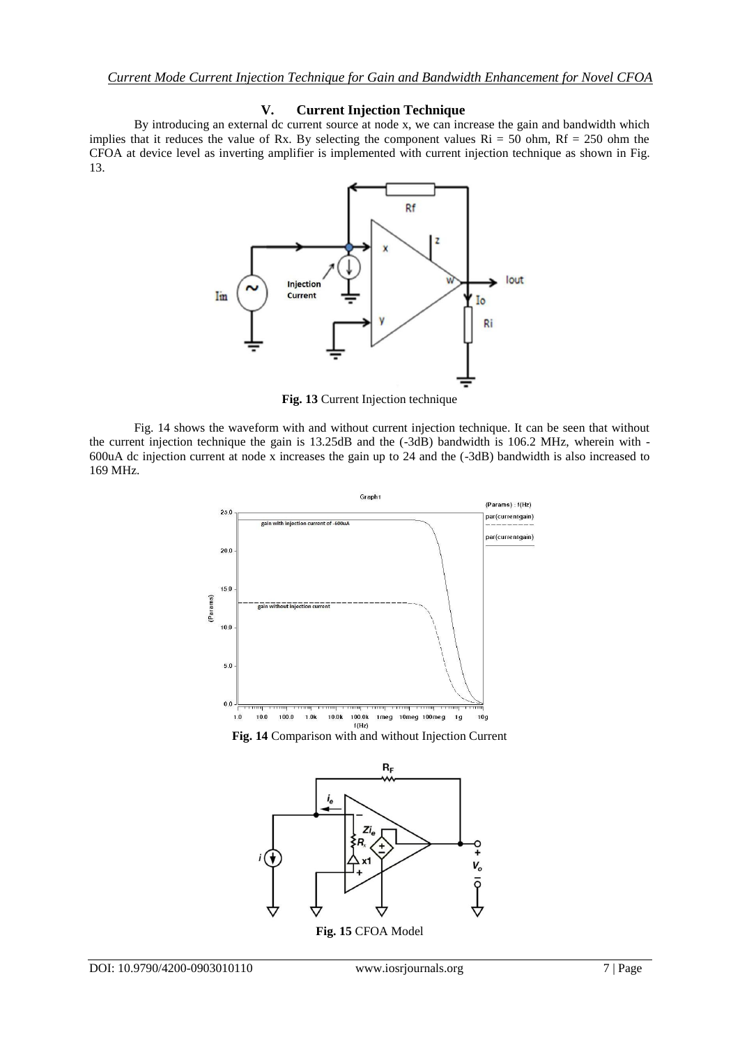## V. Current Injection Technique

By introducing an external dc current source at node x, we can increase the gain and bandwidth which implies that it reduces the value of Rx. By selecting the component values Ri = 50 ohm, Rf = 250 ohm the CFOA at device level as inverting amplifier is implemented with current injection technique as shown in Fig. 13.

**Fig. 13** Current Injection technique

Fig. 14 shows the waveform with and without current injection technique. It can be seen that without the current injection technique the gain is 13.25dB and the (-3dB) bandwidth is 106.2 MHz, wherein with -600uA dc injection current at node x increases the gain up to 24 and the (-3dB) bandwidth is also increased to 169 MHz.

**Fig. 14** Comparison with and without Injection Current

**Fig. 15** CFOA Model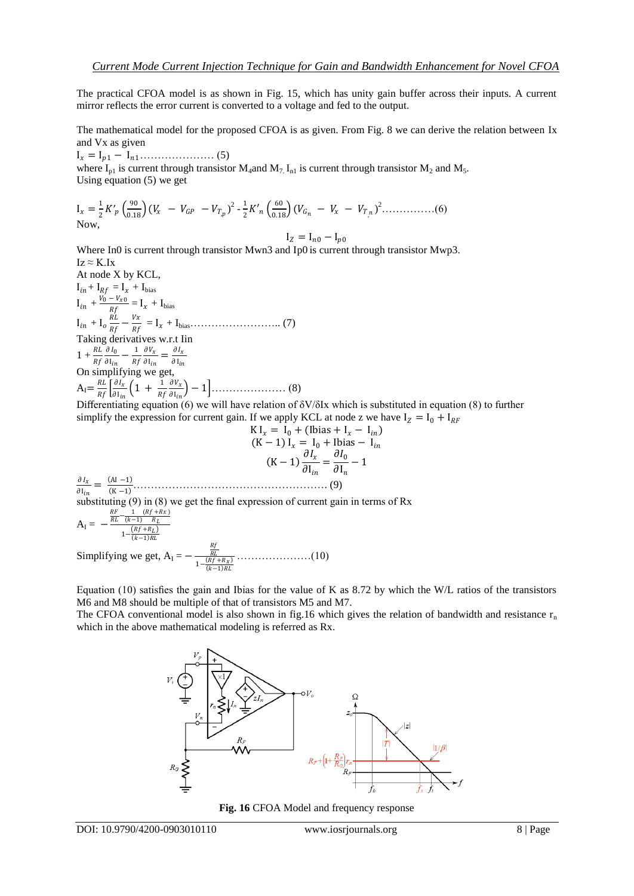The practical CFOA model is as shown in Fig. 15, which has unity gain buffer across their inputs. A current mirror reflects the error current is converted to a voltage and fed to the output.

The mathematical model for the proposed CFOA is as given. From Fig. 8 we can derive the relation between Ix and Vx as given

$I_x = I_{p1} - I_{n1}$ ………………… (5)

where $I_{p1}$ is current through transistor $M_4$ and $M_7$. $I_{n1}$ is current through transistor $M_2$ and $M_5$.
Using equation (5) we get

$$I_x = \frac{1}{2}K'_p\left(\frac{90}{0.18}\right)(V_x - V_{GP} - V_{T_p})^2 - \frac{1}{2}K'_n\left(\frac{60}{0.18}\right)(V_{G_n} - V_x - V_{T_n})^2 \text{……………(6)}$$

Now,

$$I_Z = I_{n0} - I_{p0}$$

Where In0 is current through transistor Mwn3 and Ip0 is current through transistor Mwp3.

$Iz \approx K.Ix$

At node X by KCL,

$I_{in} + I_{Rf} = I_x + I_{bias}$

$I_{in} + \frac{V_0 - V_{x0}}{Rf} = I_x + I_{bias}$

$I_{in} + I_o\frac{RL}{Rf} - \frac{Vx}{Rf} = I_x + I_{bias}$ …………………….. (7)

Taking derivatives w.r.t Iin

$1 + \frac{RL}{Rf}\frac{\partial I_0}{\partial I_{in}} - \frac{1}{Rf}\frac{\partial V_x}{\partial I_{in}} = \frac{\partial I_x}{\partial I_{in}}$

On simplifying we get,

$A_I = \frac{RL}{Rf}\left[\frac{\partial I_x}{\partial I_{in}}\left(1 + \frac{1}{Rf}\frac{\partial V_x}{\partial I_{in}}\right) - 1\right]$ ………………… (8)

Differentiating equation (6) we will have relation of δV/δIx which is substituted in equation (8) to further simplify the expression for current gain. If we apply KCL at node z we have $I_Z = I_0 + I_{RF}$

$$K\,I_x = I_0 + (\text{Ibias} + I_x - I_{in})$$

$$(K-1)\,I_x = I_0 + \text{Ibias} - I_{in}$$

$$(K-1)\frac{\partial I_x}{\partial I_{in}} = \frac{\partial I_0}{\partial I_n} - 1$$

$\frac{\partial I_x}{\partial I_{in}} = \frac{(AI - 1)}{(K-1)}$ ……………………………………………… (9)

substituting (9) in (8) we get the final expression of current gain in terms of Rx

$$A_I = -\frac{\frac{RF}{RL} - \frac{1}{(k-1)}\frac{(Rf+Rx)}{R_L}}{1 - \frac{(Rf+R_L)}{(k-1)RL}}$$

Simplifying we get, $A_I = -\frac{\frac{Rf}{RL}}{1 - \frac{(Rf+R_x)}{(k-1)RL}}$ …………………(10)

Equation (10) satisfies the gain and Ibias for the value of K as 8.72 by which the W/L ratios of the transistors M6 and M8 should be multiple of that of transistors M5 and M7.

The CFOA conventional model is also shown in fig.16 which gives the relation of bandwidth and resistance $r_n$ which in the above mathematical modeling is referred as Rx.

**Fig. 16** CFOA Model and frequency response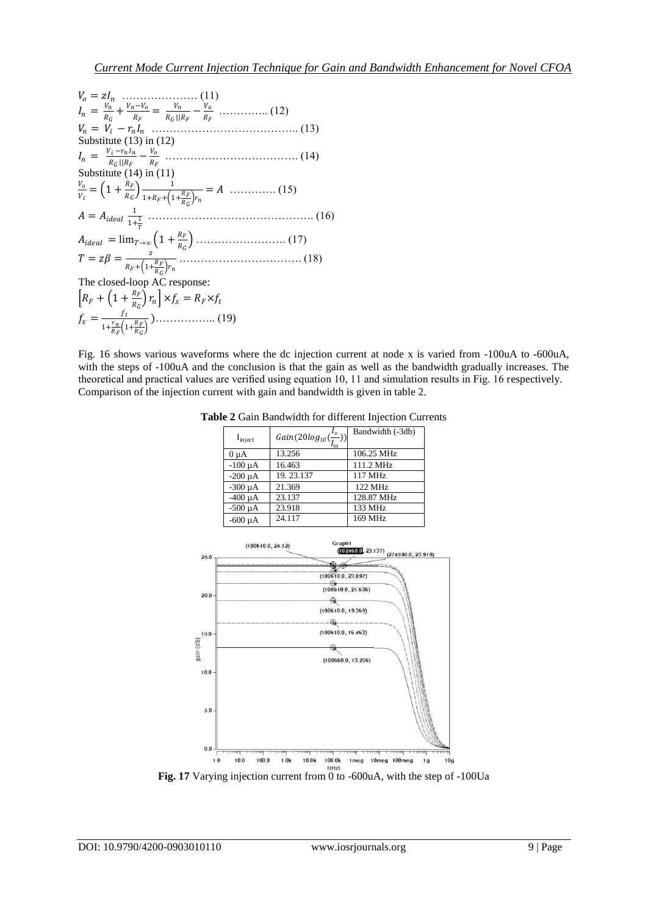$$V_o = zI_n \quad \ldots\ldots\ldots\ldots\ldots\ldots\ldots (11)$$

$$I_n = \frac{V_n}{R_G} + \frac{V_n - V_o}{R_F} = \frac{V_n}{R_G||R_F} - \frac{V_o}{R_F} \quad \ldots\ldots\ldots\ldots. (12)$$

$$V_n = V_i - r_n I_n \quad \ldots\ldots\ldots\ldots\ldots\ldots\ldots\ldots\ldots\ldots\ldots\ldots.. (13)$$

Substitute (13) in (12)

$$I_n = \frac{V_i - r_n I_n}{R_G||R_F} - \frac{V_o}{R_F} \quad \ldots\ldots\ldots\ldots\ldots\ldots\ldots\ldots\ldots\ldots. (14)$$

Substitute (14) in (11)

$$\frac{V_o}{V_i} = \left(1 + \frac{R_F}{R_G}\right) \frac{1}{1 + R_F + \left(1 + \frac{R_F}{R_G}\right) r_n} = A \quad \ldots\ldots\ldots\ldots (15)$$

$$A = A_{ideal} \frac{1}{1 + \frac{1}{T}} \quad \ldots\ldots\ldots\ldots\ldots\ldots\ldots\ldots\ldots\ldots\ldots\ldots\ldots. (16)$$

$$A_{ideal} = \lim_{T \to \infty} \left(1 + \frac{R_F}{R_G}\right) \quad \ldots\ldots\ldots\ldots\ldots\ldots\ldots\ldots (17)$$

$$T = z\beta = \frac{z}{R_F + \left(1 + \frac{R_F}{R_G}\right) r_n} \quad \ldots\ldots\ldots\ldots\ldots\ldots\ldots\ldots\ldots\ldots. (18)$$

The closed-loop AC response:

$$\left[R_F + \left(1 + \frac{R_F}{R_G}\right) r_n\right] \times f_x = R_F \times f_t$$

$$f_x = \frac{f_t}{1 + \frac{r_n}{R_F}\left(1 + \frac{R_F}{R_G}\right)}) \ldots\ldots\ldots\ldots\ldots.. (19)$$

Fig. 16 shows various waveforms where the dc injection current at node x is varied from -100uA to -600uA, with the steps of -100uA and the conclusion is that the gain as well as the bandwidth gradually increases. The theoretical and practical values are verified using equation 10, 11 and simulation results in Fig. 16 respectively. Comparison of the injection current with gain and bandwidth is given in table 2.

**Table 2** Gain Bandwidth for different Injection Currents

| $I_{inject}$ | $Gain(20log_{10}(\frac{I_o}{I_{in}}))$ | Bandwidth (-3db) |
|---|---|---|
| 0 µA | 13.256 | 106.25 MHz |
| -100 µA | 16.463 | 111.2 MHz |
| -200 µA | 19. 23.137 | 117 MHz |
| -300 µA | 21.369 | 122 MHz |
| -400 µA | 23.137 | 128.87 MHz |
| -500 µA | 23.918 | 133 MHz |
| -600 µA | 24.117 | 169 MHz |

**Fig. 17** Varying injection current from 0 to -600uA, with the step of -100Ua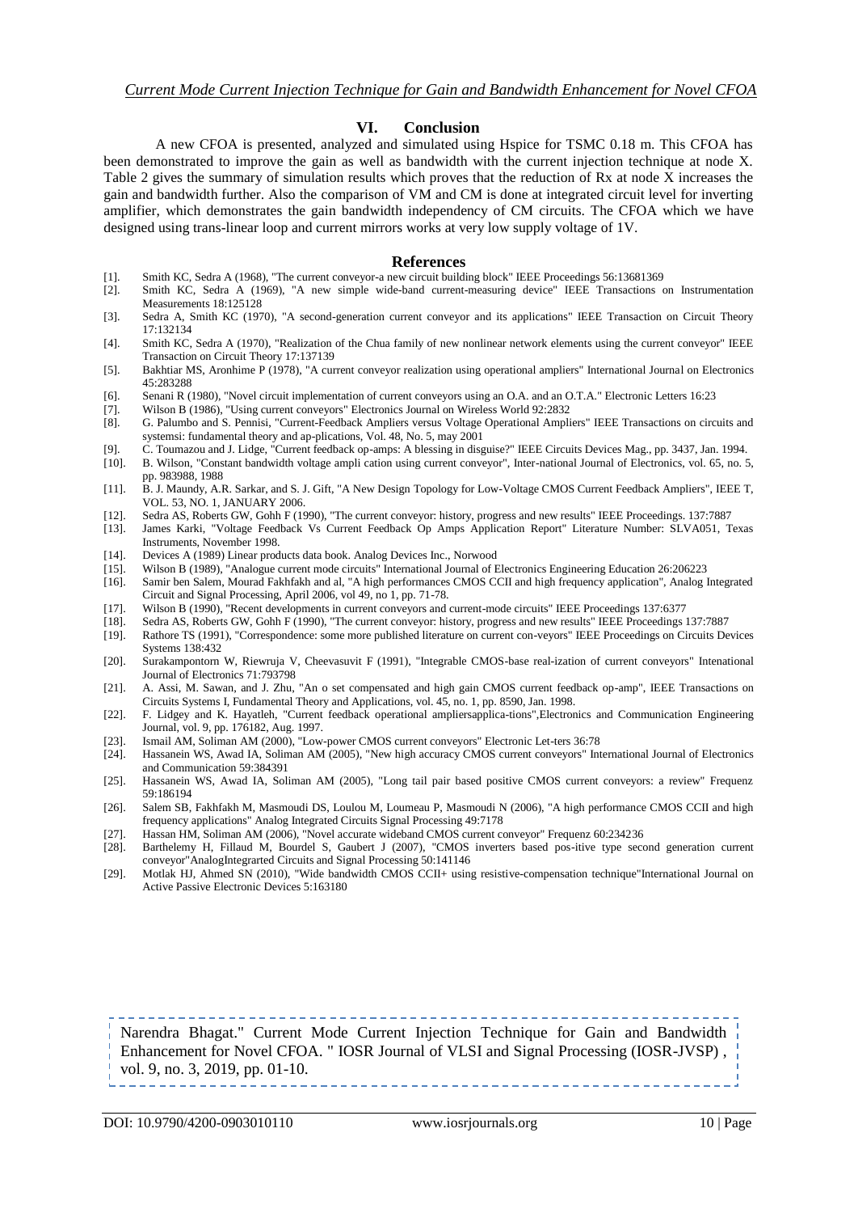## VI. Conclusion

A new CFOA is presented, analyzed and simulated using Hspice for TSMC 0.18 m. This CFOA has been demonstrated to improve the gain as well as bandwidth with the current injection technique at node X. Table 2 gives the summary of simulation results which proves that the reduction of Rx at node X increases the gain and bandwidth further. Also the comparison of VM and CM is done at integrated circuit level for inverting amplifier, which demonstrates the gain bandwidth independency of CM circuits. The CFOA which we have designed using trans-linear loop and current mirrors works at very low supply voltage of 1V.

## References

[1]. Smith KC, Sedra A (1968), "The current conveyor-a new circuit building block" IEEE Proceedings 56:13681369

[2]. Smith KC, Sedra A (1969), "A new simple wide-band current-measuring device" IEEE Transactions on Instrumentation Measurements 18:125128

[3]. Sedra A, Smith KC (1970), "A second-generation current conveyor and its applications" IEEE Transaction on Circuit Theory 17:132134

[4]. Smith KC, Sedra A (1970), "Realization of the Chua family of new nonlinear network elements using the current conveyor" IEEE Transaction on Circuit Theory 17:137139

[5]. Bakhtiar MS, Aronhime P (1978), "A current conveyor realization using operational ampliers" International Journal on Electronics 45:283288

[6]. Senani R (1980), "Novel circuit implementation of current conveyors using an O.A. and an O.T.A." Electronic Letters 16:23

[7]. Wilson B (1986), "Using current conveyors" Electronics Journal on Wireless World 92:2832

[8]. G. Palumbo and S. Pennisi, "Current-Feedback Ampliers versus Voltage Operational Ampliers" IEEE Transactions on circuits and systemsi: fundamental theory and ap-plications, Vol. 48, No. 5, may 2001

[9]. C. Toumazou and J. Lidge, "Current feedback op-amps: A blessing in disguise?" IEEE Circuits Devices Mag., pp. 3437, Jan. 1994.

[10]. B. Wilson, "Constant bandwidth voltage ampli cation using current conveyor", Inter-national Journal of Electronics, vol. 65, no. 5, pp. 983988, 1988

[11]. B. J. Maundy, A.R. Sarkar, and S. J. Gift, "A New Design Topology for Low-Voltage CMOS Current Feedback Ampliers", IEEE T, VOL. 53, NO. 1, JANUARY 2006.

[12]. Sedra AS, Roberts GW, Gohh F (1990), "The current conveyor: history, progress and new results" IEEE Proceedings. 137:7887

[13]. James Karki, "Voltage Feedback Vs Current Feedback Op Amps Application Report" Literature Number: SLVA051, Texas Instruments, November 1998.

[14]. Devices A (1989) Linear products data book. Analog Devices Inc., Norwood

[15]. Wilson B (1989), "Analogue current mode circuits" International Journal of Electronics Engineering Education 26:206223

[16]. Samir ben Salem, Mourad Fakhfakh and al, "A high performances CMOS CCII and high frequency application", Analog Integrated Circuit and Signal Processing, April 2006, vol 49, no 1, pp. 71-78.

[17]. Wilson B (1990), "Recent developments in current conveyors and current-mode circuits" IEEE Proceedings 137:6377

[18]. Sedra AS, Roberts GW, Gohh F (1990), "The current conveyor: history, progress and new results" IEEE Proceedings 137:7887

[19]. Rathore TS (1991), "Correspondence: some more published literature on current con-veyors" IEEE Proceedings on Circuits Devices Systems 138:432

[20]. Surakampontorn W, Riewruja V, Cheevasuvit F (1991), "Integrable CMOS-base real-ization of current conveyors" Intenational Journal of Electronics 71:793798

[21]. A. Assi, M. Sawan, and J. Zhu, "An o set compensated and high gain CMOS current feedback op-amp", IEEE Transactions on Circuits Systems I, Fundamental Theory and Applications, vol. 45, no. 1, pp. 8590, Jan. 1998.

[22]. F. Lidgey and K. Hayatleh, "Current feedback operational ampliersapplica-tions",Electronics and Communication Engineering Journal, vol. 9, pp. 176182, Aug. 1997.

[23]. Ismail AM, Soliman AM (2000), "Low-power CMOS current conveyors" Electronic Let-ters 36:78

[24]. Hassanein WS, Awad IA, Soliman AM (2005), "New high accuracy CMOS current conveyors" International Journal of Electronics and Communication 59:384391

[25]. Hassanein WS, Awad IA, Soliman AM (2005), "Long tail pair based positive CMOS current conveyors: a review" Frequenz 59:186194

[26]. Salem SB, Fakhfakh M, Masmoudi DS, Loulou M, Loumeau P, Masmoudi N (2006), "A high performance CMOS CCII and high frequency applications" Analog Integrated Circuits Signal Processing 49:7178

[27]. Hassan HM, Soliman AM (2006), "Novel accurate wideband CMOS current conveyor" Frequenz 60:234236

[28]. Barthelemy H, Fillaud M, Bourdel S, Gaubert J (2007), "CMOS inverters based pos-itive type second generation current conveyor"AnalogIntegrarted Circuits and Signal Processing 50:141146

[29]. Motlak HJ, Ahmed SN (2010), "Wide bandwidth CMOS CCII+ using resistive-compensation technique"International Journal on Active Passive Electronic Devices 5:163180

Narendra Bhagat." Current Mode Current Injection Technique for Gain and Bandwidth Enhancement for Novel CFOA. " IOSR Journal of VLSI and Signal Processing (IOSR-JVSP) , vol. 9, no. 3, 2019, pp. 01-10.